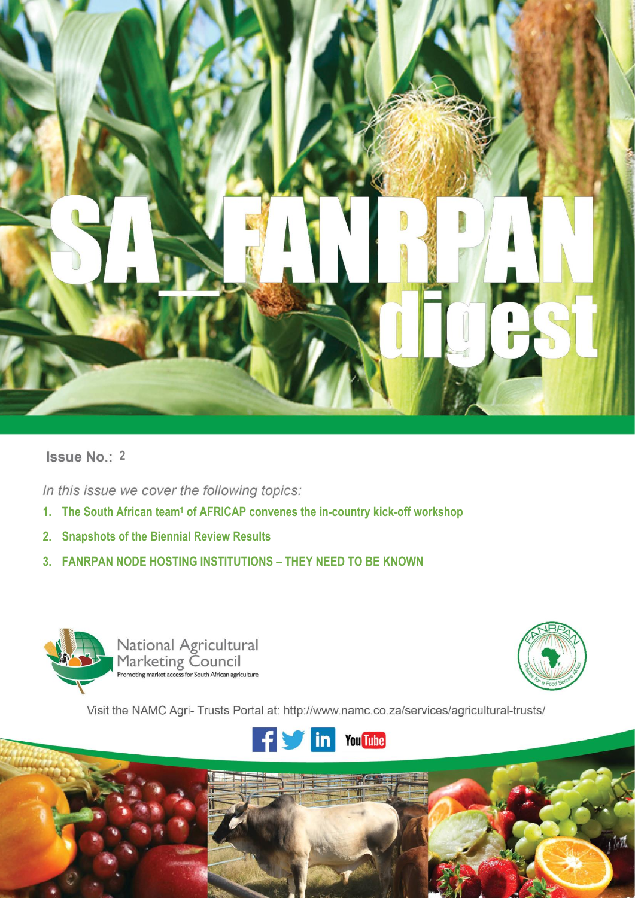# SA_FANRPAN digest

**Issue No.:** 2

*In this issue we cover the following topics:*

1. **The South African team[1] of AFRICAP convenes the in-country kick-off workshop**
2. **Snapshots of the Biennial Review Results**
3. **FANRPAN NODE HOSTING INSTITUTIONS – THEY NEED TO BE KNOWN**

National Agricultural Marketing Council
Promoting market access for South African agriculture

Visit the NAMC Agri- Trusts Portal at: http://www.namc.co.za/services/agricultural-trusts/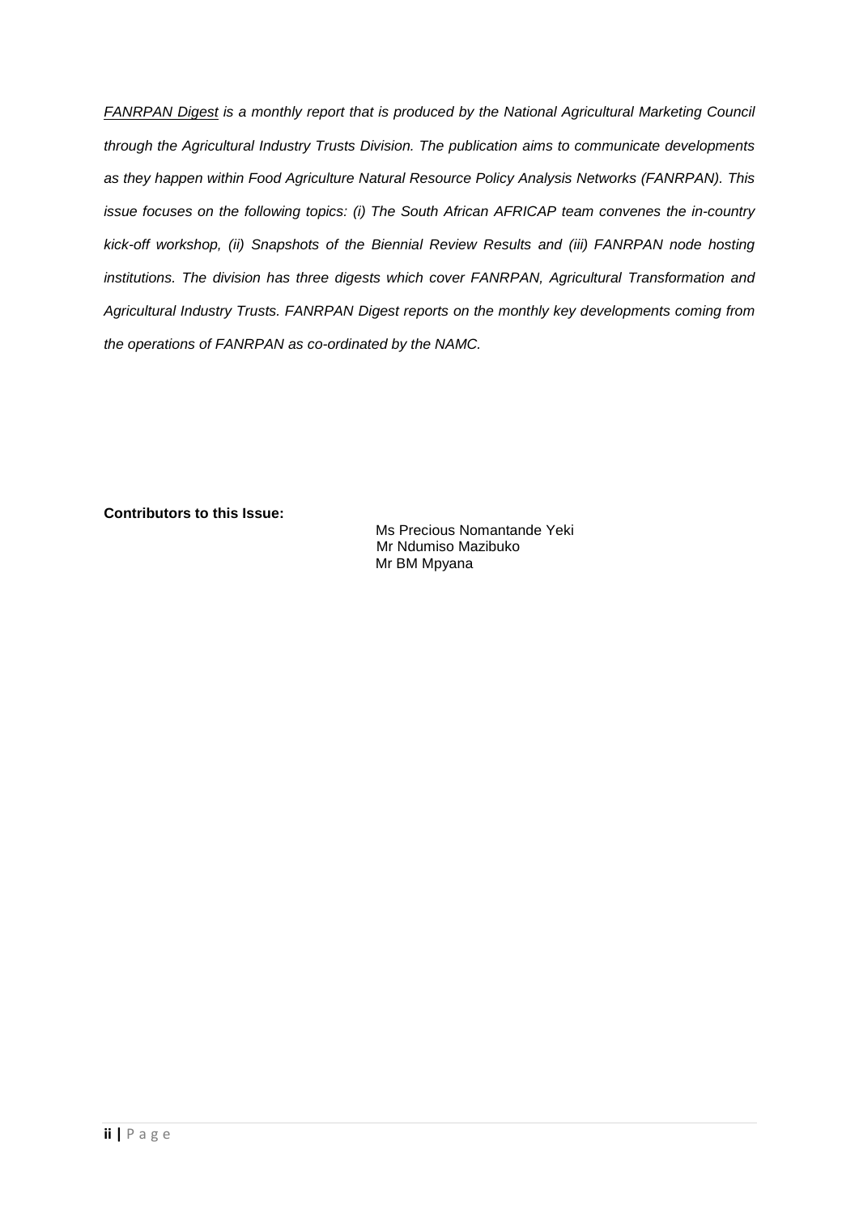*<u>FANRPAN Digest</u> is a monthly report that is produced by the National Agricultural Marketing Council through the Agricultural Industry Trusts Division. The publication aims to communicate developments as they happen within Food Agriculture Natural Resource Policy Analysis Networks (FANRPAN). This issue focuses on the following topics: (i) The South African AFRICAP team convenes the in-country kick-off workshop, (ii) Snapshots of the Biennial Review Results and (iii) FANRPAN node hosting institutions. The division has three digests which cover FANRPAN, Agricultural Transformation and Agricultural Industry Trusts. FANRPAN Digest reports on the monthly key developments coming from the operations of FANRPAN as co-ordinated by the NAMC.*

**Contributors to this Issue:**

Ms Precious Nomantande Yeki
Mr Ndumiso Mazibuko
Mr BM Mpyana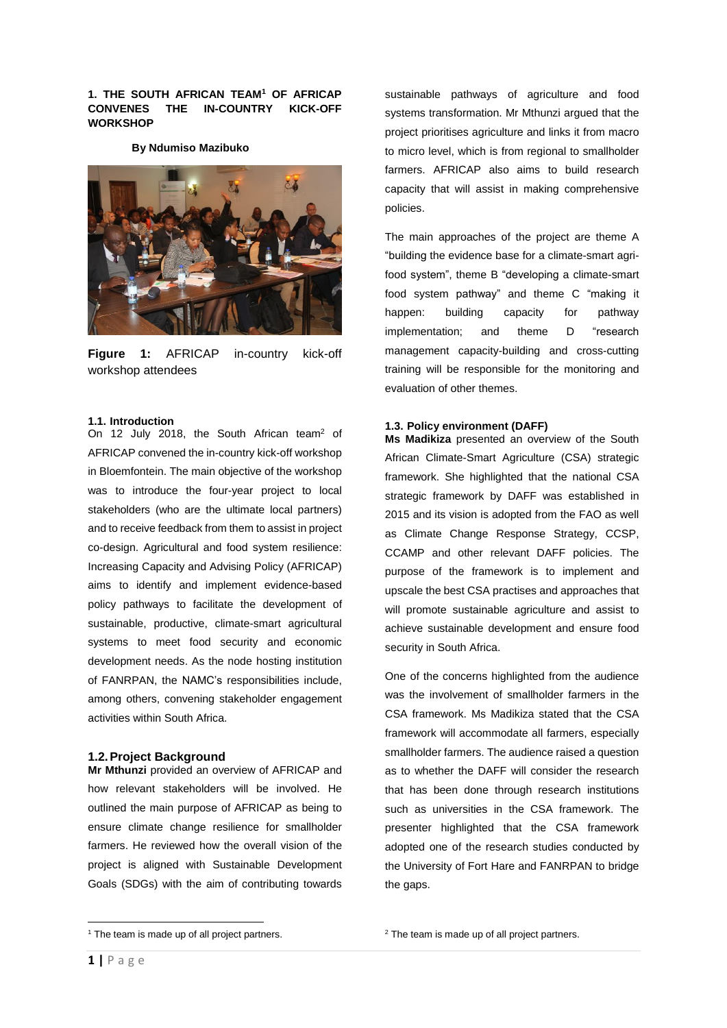## 1. THE SOUTH AFRICAN TEAM[1] OF AFRICAP CONVENES THE IN-COUNTRY KICK-OFF WORKSHOP

**By Ndumiso Mazibuko**

**Figure 1:** AFRICAP in-country kick-off workshop attendees

### 1.1. Introduction

On 12 July 2018, the South African team[2] of AFRICAP convened the in-country kick-off workshop in Bloemfontein. The main objective of the workshop was to introduce the four-year project to local stakeholders (who are the ultimate local partners) and to receive feedback from them to assist in project co-design. Agricultural and food system resilience: Increasing Capacity and Advising Policy (AFRICAP) aims to identify and implement evidence-based policy pathways to facilitate the development of sustainable, productive, climate-smart agricultural systems to meet food security and economic development needs. As the node hosting institution of FANRPAN, the NAMC's responsibilities include, among others, convening stakeholder engagement activities within South Africa.

### 1.2. Project Background

**Mr Mthunzi** provided an overview of AFRICAP and how relevant stakeholders will be involved. He outlined the main purpose of AFRICAP as being to ensure climate change resilience for smallholder farmers. He reviewed how the overall vision of the project is aligned with Sustainable Development Goals (SDGs) with the aim of contributing towards sustainable pathways of agriculture and food systems transformation. Mr Mthunzi argued that the project prioritises agriculture and links it from macro to micro level, which is from regional to smallholder farmers. AFRICAP also aims to build research capacity that will assist in making comprehensive policies.

The main approaches of the project are theme A "building the evidence base for a climate-smart agri-food system", theme B "developing a climate-smart food system pathway" and theme C "making it happen: building capacity for pathway implementation; and theme D "research management capacity-building and cross-cutting training will be responsible for the monitoring and evaluation of other themes.

### 1.3. Policy environment (DAFF)

**Ms Madikiza** presented an overview of the South African Climate-Smart Agriculture (CSA) strategic framework. She highlighted that the national CSA strategic framework by DAFF was established in 2015 and its vision is adopted from the FAO as well as Climate Change Response Strategy, CCSP, CCAMP and other relevant DAFF policies. The purpose of the framework is to implement and upscale the best CSA practises and approaches that will promote sustainable agriculture and assist to achieve sustainable development and ensure food security in South Africa.

One of the concerns highlighted from the audience was the involvement of smallholder farmers in the CSA framework. Ms Madikiza stated that the CSA framework will accommodate all farmers, especially smallholder farmers. The audience raised a question as to whether the DAFF will consider the research that has been done through research institutions such as universities in the CSA framework. The presenter highlighted that the CSA framework adopted one of the research studies conducted by the University of Fort Hare and FANRPAN to bridge the gaps.

---

[1] The team is made up of all project partners.

[2] The team is made up of all project partners.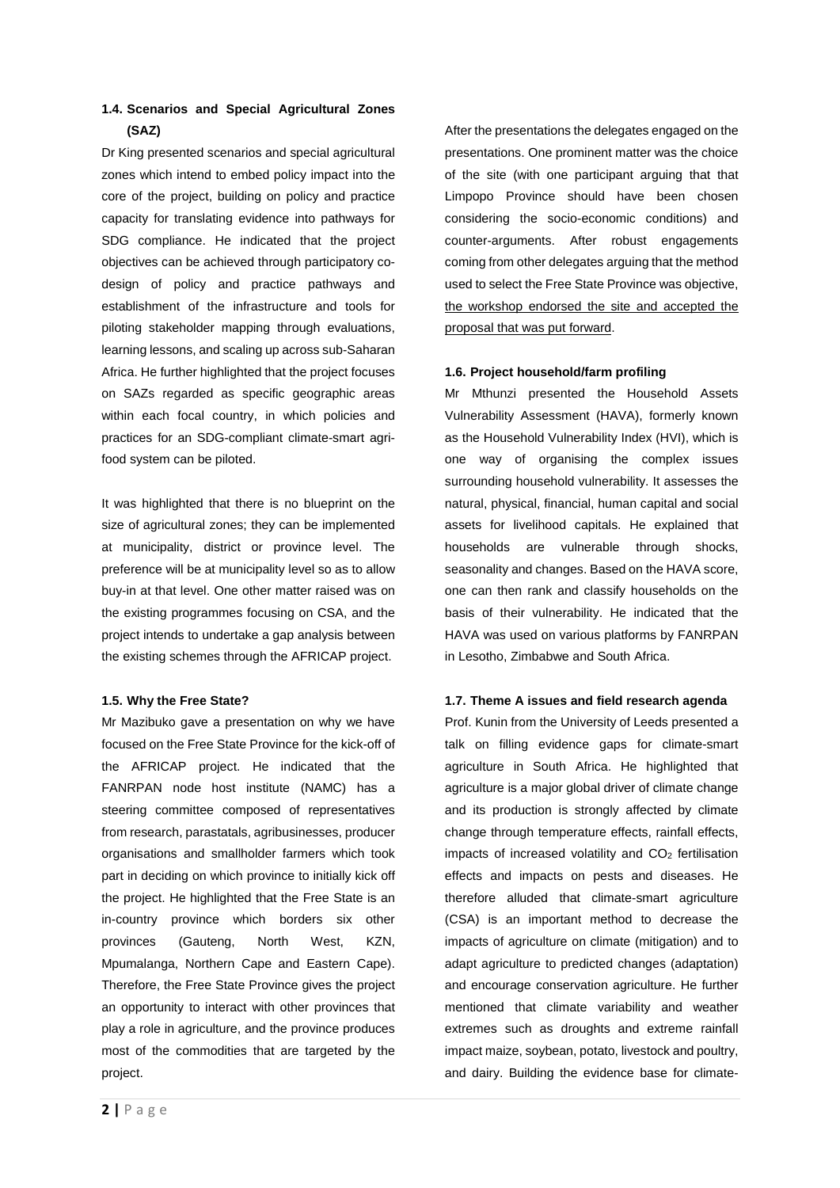### 1.4. Scenarios and Special Agricultural Zones (SAZ)

Dr King presented scenarios and special agricultural zones which intend to embed policy impact into the core of the project, building on policy and practice capacity for translating evidence into pathways for SDG compliance. He indicated that the project objectives can be achieved through participatory co-design of policy and practice pathways and establishment of the infrastructure and tools for piloting stakeholder mapping through evaluations, learning lessons, and scaling up across sub-Saharan Africa. He further highlighted that the project focuses on SAZs regarded as specific geographic areas within each focal country, in which policies and practices for an SDG-compliant climate-smart agri-food system can be piloted.

It was highlighted that there is no blueprint on the size of agricultural zones; they can be implemented at municipality, district or province level. The preference will be at municipality level so as to allow buy-in at that level. One other matter raised was on the existing programmes focusing on CSA, and the project intends to undertake a gap analysis between the existing schemes through the AFRICAP project.

### 1.5. Why the Free State?

Mr Mazibuko gave a presentation on why we have focused on the Free State Province for the kick-off of the AFRICAP project. He indicated that the FANRPAN node host institute (NAMC) has a steering committee composed of representatives from research, parastatals, agribusinesses, producer organisations and smallholder farmers which took part in deciding on which province to initially kick off the project. He highlighted that the Free State is an in-country province which borders six other provinces (Gauteng, North West, KZN, Mpumalanga, Northern Cape and Eastern Cape). Therefore, the Free State Province gives the project an opportunity to interact with other provinces that play a role in agriculture, and the province produces most of the commodities that are targeted by the project.

After the presentations the delegates engaged on the presentations. One prominent matter was the choice of the site (with one participant arguing that that Limpopo Province should have been chosen considering the socio-economic conditions) and counter-arguments. After robust engagements coming from other delegates arguing that the method used to select the Free State Province was objective, <u>the workshop endorsed the site and accepted the proposal that was put forward</u>.

### 1.6. Project household/farm profiling

Mr Mthunzi presented the Household Assets Vulnerability Assessment (HAVA), formerly known as the Household Vulnerability Index (HVI), which is one way of organising the complex issues surrounding household vulnerability. It assesses the natural, physical, financial, human capital and social assets for livelihood capitals. He explained that households are vulnerable through shocks, seasonality and changes. Based on the HAVA score, one can then rank and classify households on the basis of their vulnerability. He indicated that the HAVA was used on various platforms by FANRPAN in Lesotho, Zimbabwe and South Africa.

### 1.7. Theme A issues and field research agenda

Prof. Kunin from the University of Leeds presented a talk on filling evidence gaps for climate-smart agriculture in South Africa. He highlighted that agriculture is a major global driver of climate change and its production is strongly affected by climate change through temperature effects, rainfall effects, impacts of increased volatility and $CO_2$ fertilisation effects and impacts on pests and diseases. He therefore alluded that climate-smart agriculture (CSA) is an important method to decrease the impacts of agriculture on climate (mitigation) and to adapt agriculture to predicted changes (adaptation) and encourage conservation agriculture. He further mentioned that climate variability and weather extremes such as droughts and extreme rainfall impact maize, soybean, potato, livestock and poultry, and dairy. Building the evidence base for climate-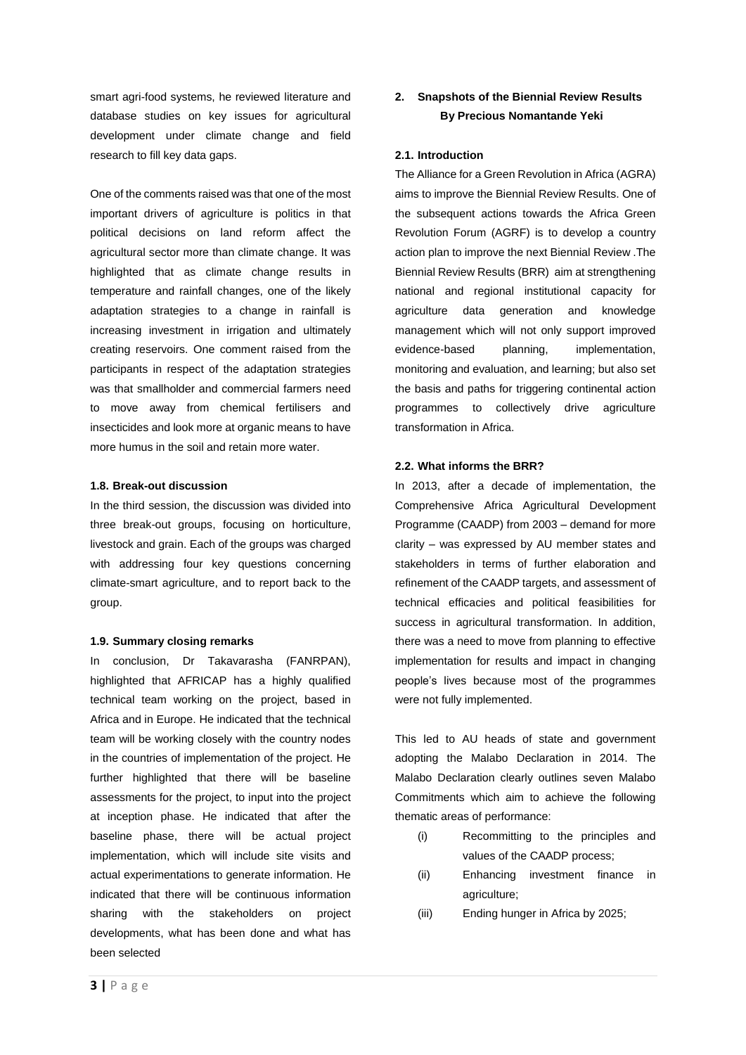smart agri-food systems, he reviewed literature and database studies on key issues for agricultural development under climate change and field research to fill key data gaps.

One of the comments raised was that one of the most important drivers of agriculture is politics in that political decisions on land reform affect the agricultural sector more than climate change. It was highlighted that as climate change results in temperature and rainfall changes, one of the likely adaptation strategies to a change in rainfall is increasing investment in irrigation and ultimately creating reservoirs. One comment raised from the participants in respect of the adaptation strategies was that smallholder and commercial farmers need to move away from chemical fertilisers and insecticides and look more at organic means to have more humus in the soil and retain more water.

### 1.8. Break-out discussion

In the third session, the discussion was divided into three break-out groups, focusing on horticulture, livestock and grain. Each of the groups was charged with addressing four key questions concerning climate-smart agriculture, and to report back to the group.

### 1.9. Summary closing remarks

In conclusion, Dr Takavarasha (FANRPAN), highlighted that AFRICAP has a highly qualified technical team working on the project, based in Africa and in Europe. He indicated that the technical team will be working closely with the country nodes in the countries of implementation of the project. He further highlighted that there will be baseline assessments for the project, to input into the project at inception phase. He indicated that after the baseline phase, there will be actual project implementation, which will include site visits and actual experimentations to generate information. He indicated that there will be continuous information sharing with the stakeholders on project developments, what has been done and what has been selected

## 2. Snapshots of the Biennial Review Results

**By Precious Nomantande Yeki**

### 2.1. Introduction

The Alliance for a Green Revolution in Africa (AGRA) aims to improve the Biennial Review Results. One of the subsequent actions towards the Africa Green Revolution Forum (AGRF) is to develop a country action plan to improve the next Biennial Review .The Biennial Review Results (BRR) aim at strengthening national and regional institutional capacity for agriculture data generation and knowledge management which will not only support improved evidence-based planning, implementation, monitoring and evaluation, and learning; but also set the basis and paths for triggering continental action programmes to collectively drive agriculture transformation in Africa.

### 2.2. What informs the BRR?

In 2013, after a decade of implementation, the Comprehensive Africa Agricultural Development Programme (CAADP) from 2003 – demand for more clarity – was expressed by AU member states and stakeholders in terms of further elaboration and refinement of the CAADP targets, and assessment of technical efficacies and political feasibilities for success in agricultural transformation. In addition, there was a need to move from planning to effective implementation for results and impact in changing people's lives because most of the programmes were not fully implemented.

This led to AU heads of state and government adopting the Malabo Declaration in 2014. The Malabo Declaration clearly outlines seven Malabo Commitments which aim to achieve the following thematic areas of performance:

(i) Recommitting to the principles and values of the CAADP process;

(ii) Enhancing investment finance in agriculture;

(iii) Ending hunger in Africa by 2025;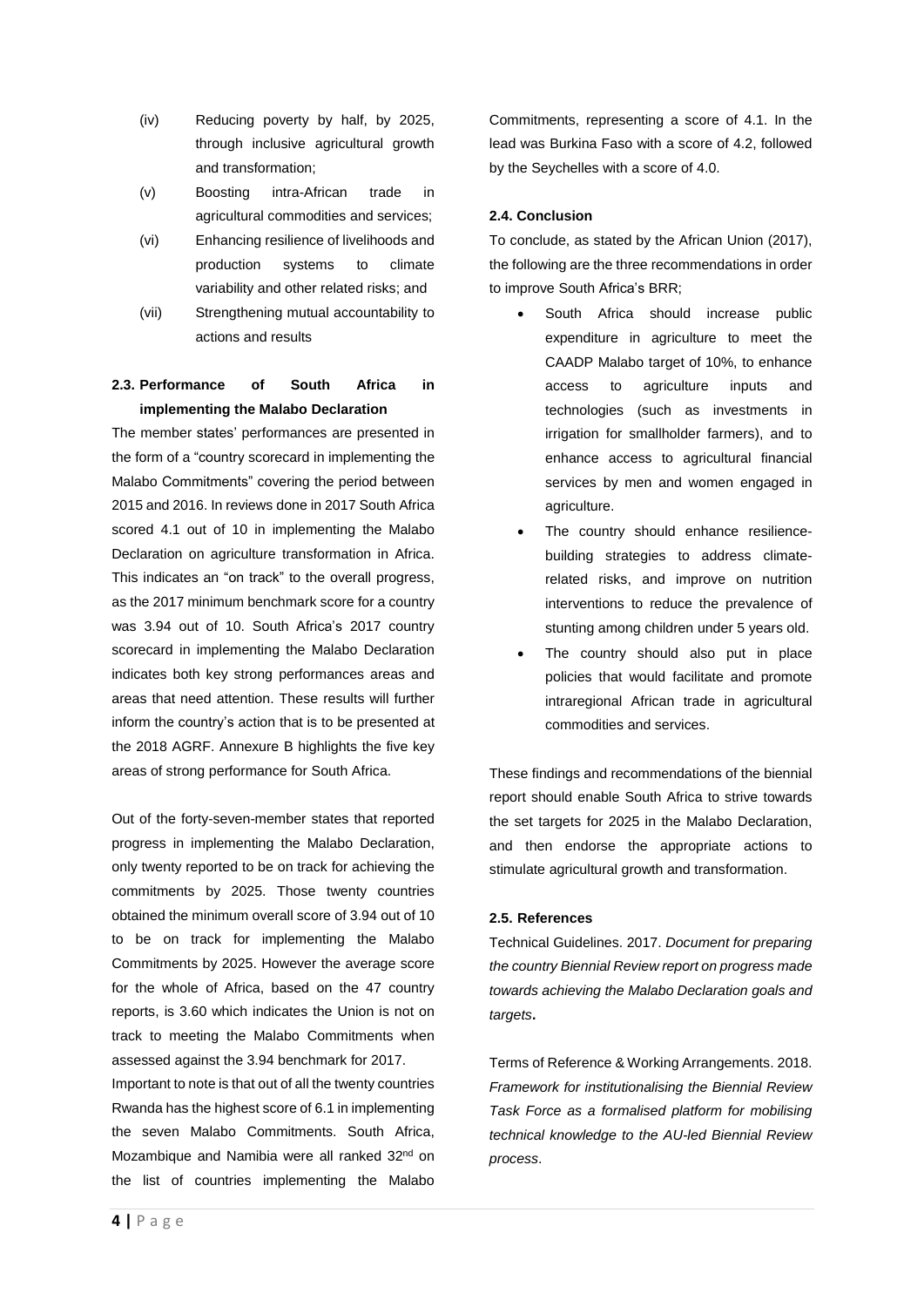(iv) Reducing poverty by half, by 2025, through inclusive agricultural growth and transformation;

(v) Boosting intra-African trade in agricultural commodities and services;

(vi) Enhancing resilience of livelihoods and production systems to climate variability and other related risks; and

(vii) Strengthening mutual accountability to actions and results

### 2.3. Performance of South Africa in implementing the Malabo Declaration

The member states' performances are presented in the form of a "country scorecard in implementing the Malabo Commitments" covering the period between 2015 and 2016. In reviews done in 2017 South Africa scored 4.1 out of 10 in implementing the Malabo Declaration on agriculture transformation in Africa. This indicates an "on track" to the overall progress, as the 2017 minimum benchmark score for a country was 3.94 out of 10. South Africa's 2017 country scorecard in implementing the Malabo Declaration indicates both key strong performances areas and areas that need attention. These results will further inform the country's action that is to be presented at the 2018 AGRF. Annexure B highlights the five key areas of strong performance for South Africa.

Out of the forty-seven-member states that reported progress in implementing the Malabo Declaration, only twenty reported to be on track for achieving the commitments by 2025. Those twenty countries obtained the minimum overall score of 3.94 out of 10 to be on track for implementing the Malabo Commitments by 2025. However the average score for the whole of Africa, based on the 47 country reports, is 3.60 which indicates the Union is not on track to meeting the Malabo Commitments when assessed against the 3.94 benchmark for 2017.

Important to note is that out of all the twenty countries Rwanda has the highest score of 6.1 in implementing the seven Malabo Commitments. South Africa, Mozambique and Namibia were all ranked 32nd on the list of countries implementing the Malabo Commitments, representing a score of 4.1. In the lead was Burkina Faso with a score of 4.2, followed by the Seychelles with a score of 4.0.

### 2.4. Conclusion

To conclude, as stated by the African Union (2017), the following are the three recommendations in order to improve South Africa's BRR;

- South Africa should increase public expenditure in agriculture to meet the CAADP Malabo target of 10%, to enhance access to agriculture inputs and technologies (such as investments in irrigation for smallholder farmers), and to enhance access to agricultural financial services by men and women engaged in agriculture.
- The country should enhance resilience-building strategies to address climate-related risks, and improve on nutrition interventions to reduce the prevalence of stunting among children under 5 years old.
- The country should also put in place policies that would facilitate and promote intraregional African trade in agricultural commodities and services.

These findings and recommendations of the biennial report should enable South Africa to strive towards the set targets for 2025 in the Malabo Declaration, and then endorse the appropriate actions to stimulate agricultural growth and transformation.

### 2.5. References

Technical Guidelines. 2017. *Document for preparing the country Biennial Review report on progress made towards achieving the Malabo Declaration goals and targets***.**

Terms of Reference & Working Arrangements. 2018. *Framework for institutionalising the Biennial Review Task Force as a formalised platform for mobilising technical knowledge to the AU-led Biennial Review process*.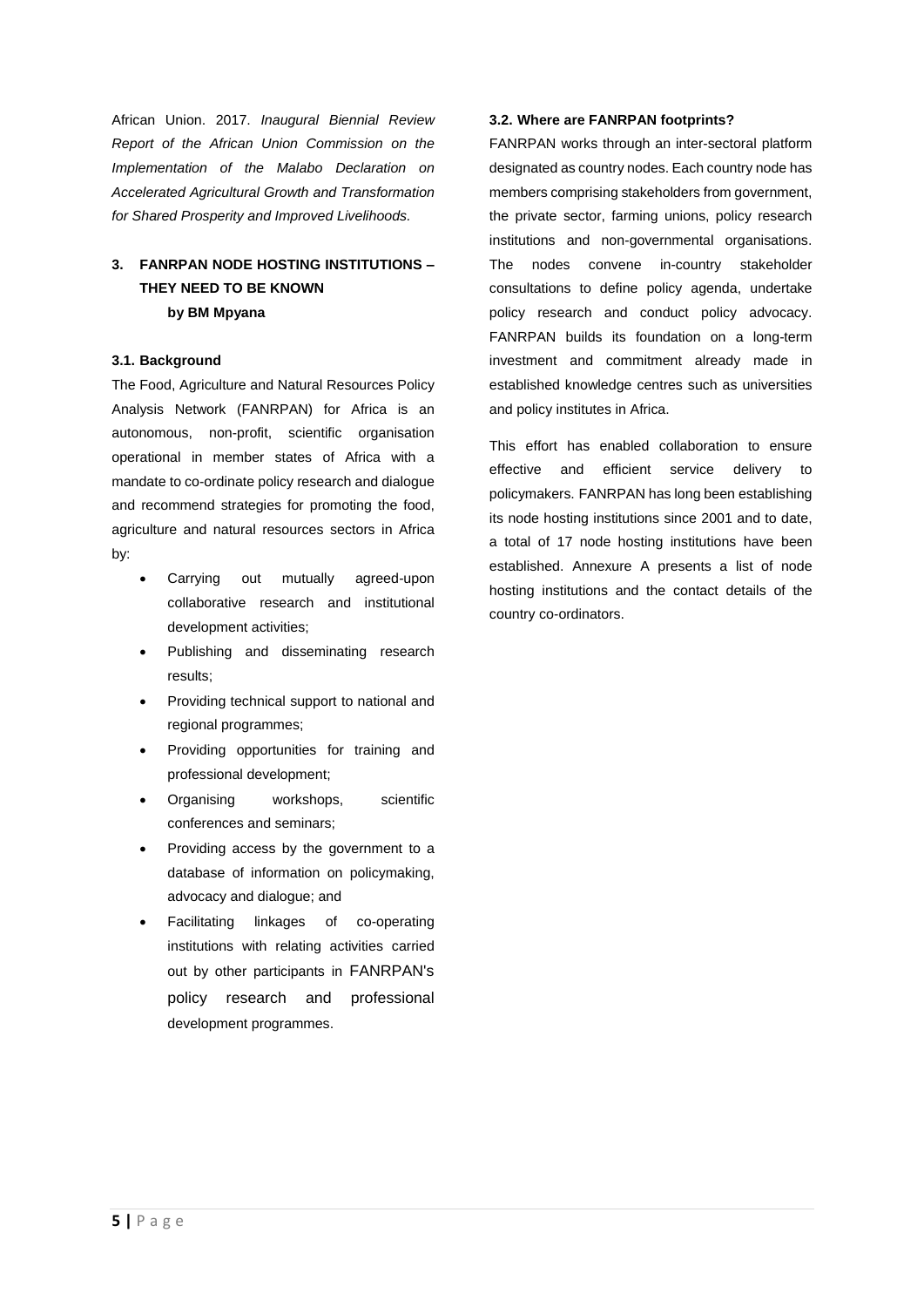African Union. 2017. *Inaugural Biennial Review Report of the African Union Commission on the Implementation of the Malabo Declaration on Accelerated Agricultural Growth and Transformation for Shared Prosperity and Improved Livelihoods.*

## 3. FANRPAN NODE HOSTING INSTITUTIONS – THEY NEED TO BE KNOWN

**by BM Mpyana**

### 3.1. Background

The Food, Agriculture and Natural Resources Policy Analysis Network (FANRPAN) for Africa is an autonomous, non-profit, scientific organisation operational in member states of Africa with a mandate to co-ordinate policy research and dialogue and recommend strategies for promoting the food, agriculture and natural resources sectors in Africa by:

- Carrying out mutually agreed-upon collaborative research and institutional development activities;
- Publishing and disseminating research results;
- Providing technical support to national and regional programmes;
- Providing opportunities for training and professional development;
- Organising workshops, scientific conferences and seminars;
- Providing access by the government to a database of information on policymaking, advocacy and dialogue; and
- Facilitating linkages of co-operating institutions with relating activities carried out by other participants in FANRPAN's policy research and professional development programmes.

### 3.2. Where are FANRPAN footprints?

FANRPAN works through an inter-sectoral platform designated as country nodes. Each country node has members comprising stakeholders from government, the private sector, farming unions, policy research institutions and non-governmental organisations. The nodes convene in-country stakeholder consultations to define policy agenda, undertake policy research and conduct policy advocacy. FANRPAN builds its foundation on a long-term investment and commitment already made in established knowledge centres such as universities and policy institutes in Africa.

This effort has enabled collaboration to ensure effective and efficient service delivery to policymakers. FANRPAN has long been establishing its node hosting institutions since 2001 and to date, a total of 17 node hosting institutions have been established. Annexure A presents a list of node hosting institutions and the contact details of the country co-ordinators.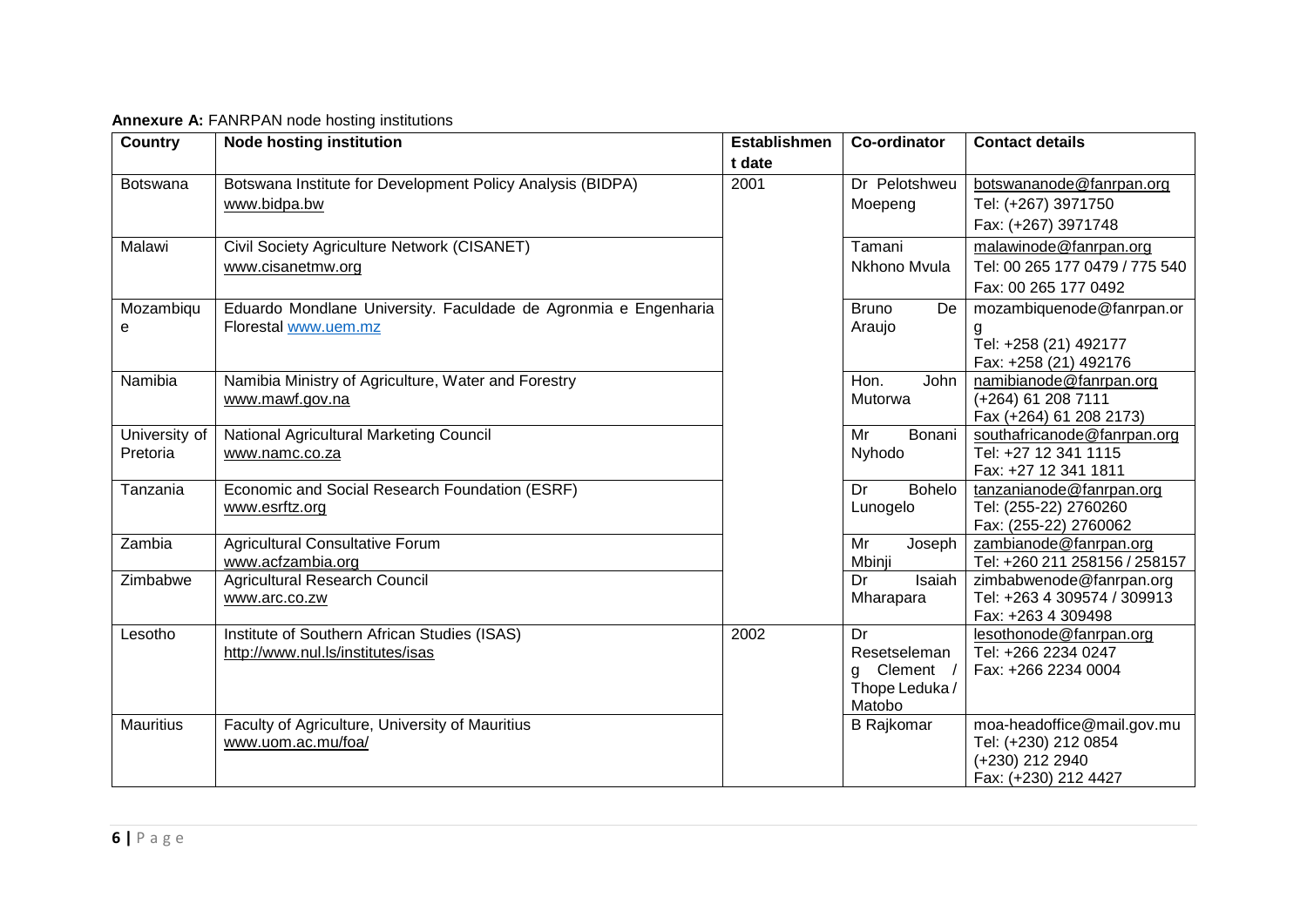**Annexure A:** FANRPAN node hosting institutions

| Country | Node hosting institution | Establishment date | Co-ordinator | Contact details |
|---|---|---|---|---|
| Botswana | Botswana Institute for Development Policy Analysis (BIDPA) www.bidpa.bw | 2001 | Dr Pelotshweu Moepeng | botswananode@fanrpan.org Tel: (+267) 3971750 Fax: (+267) 3971748 |
| Malawi | Civil Society Agriculture Network (CISANET) www.cisanetmw.org | | Tamani Nkhono Mvula | malawinode@fanrpan.org Tel: 00 265 177 0479 / 775 540 Fax: 00 265 177 0492 |
| Mozambique | Eduardo Mondlane University. Faculdade de Agronmia e Engenharia Florestal www.uem.mz | | Bruno De Araujo | mozambiquenode@fanrpan.org Tel: +258 (21) 492177 Fax: +258 (21) 492176 |
| Namibia | Namibia Ministry of Agriculture, Water and Forestry www.mawf.gov.na | | Hon. John Mutorwa | namibianode@fanrpan.org (+264) 61 208 7111 Fax (+264) 61 208 2173) |
| University of Pretoria | National Agricultural Marketing Council www.namc.co.za | | Mr Bonani Nyhodo | southafricanode@fanrpan.org Tel: +27 12 341 1115 Fax: +27 12 341 1811 |
| Tanzania | Economic and Social Research Foundation (ESRF) www.esrftz.org | | Dr Bohelo Lunogelo | tanzanianode@fanrpan.org Tel: (255-22) 2760260 Fax: (255-22) 2760062 |
| Zambia | Agricultural Consultative Forum www.acfzambia.org | | Mr Joseph Mbinji | zambianode@fanrpan.org Tel: +260 211 258156 / 258157 |
| Zimbabwe | Agricultural Research Council www.arc.co.zw | | Dr Isaiah Mharapara | zimbabwenode@fanrpan.org Tel: +263 4 309574 / 309913 Fax: +263 4 309498 |
| Lesotho | Institute of Southern African Studies (ISAS) http://www.nul.ls/institutes/isas | 2002 | Dr Resetselemang Clement / Thope Leduka / Matobo | lesothonode@fanrpan.org Tel: +266 2234 0247 Fax: +266 2234 0004 |
| Mauritius | Faculty of Agriculture, University of Mauritius www.uom.ac.mu/foa/ | | B Rajkomar | moa-headoffice@mail.gov.mu Tel: (+230) 212 0854 (+230) 212 2940 Fax: (+230) 212 4427 |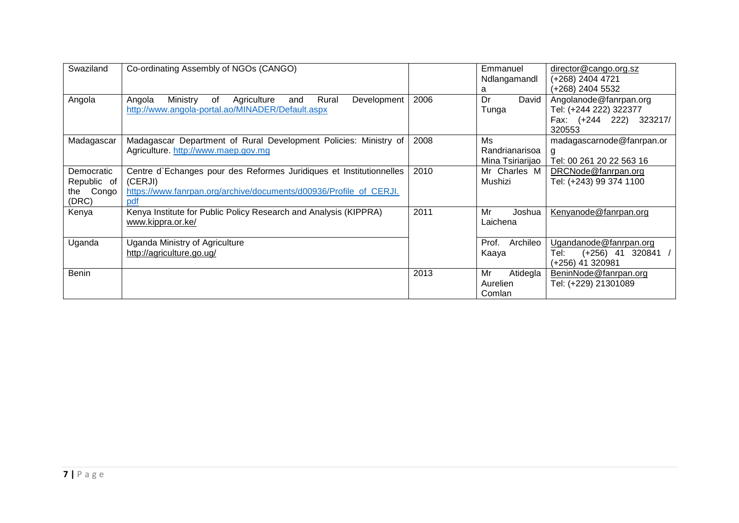| Swaziland | Co-ordinating Assembly of NGOs (CANGO) | | Emmanuel Ndlangamandla | director@cango.org.sz (+268) 2404 4721 (+268) 2404 5532 |
|---|---|---|---|---|
| Angola | Angola Ministry of Agriculture and Rural Development http://www.angola-portal.ao/MINADER/Default.aspx | 2006 | Dr David Tunga | Angolanode@fanrpan.org Tel: (+244 222) 322377 Fax: (+244 222) 323217/ 320553 |
| Madagascar | Madagascar Department of Rural Development Policies: Ministry of Agriculture. http://www.maep.gov.mg | 2008 | Ms Randrianarisoa Mina Tsiriarijao | madagascarnode@fanrpan.org Tel: 00 261 20 22 563 16 |
| Democratic Republic of the Congo (DRC) | Centre d`Echanges pour des Reformes Juridiques et Institutionnelles (CERJI) https://www.fanrpan.org/archive/documents/d00936/Profile_of_CERJI.pdf | 2010 | Mr Charles M Mushizi | DRCNode@fanrpan.org Tel: (+243) 99 374 1100 |
| Kenya | Kenya Institute for Public Policy Research and Analysis (KIPPRA) www.kippra.or.ke/ | 2011 | Mr Joshua Laichena | Kenyanode@fanrpan.org |
| Uganda | Uganda Ministry of Agriculture http://agriculture.go.ug/ | | Prof. Archileo Kaaya | Ugandanode@fanrpan.org Tel: (+256) 41 320841 / (+256) 41 320981 |
| Benin | | 2013 | Mr Atidegla Aurelien Comlan | BeninNode@fanrpan.org Tel: (+229) 21301089 |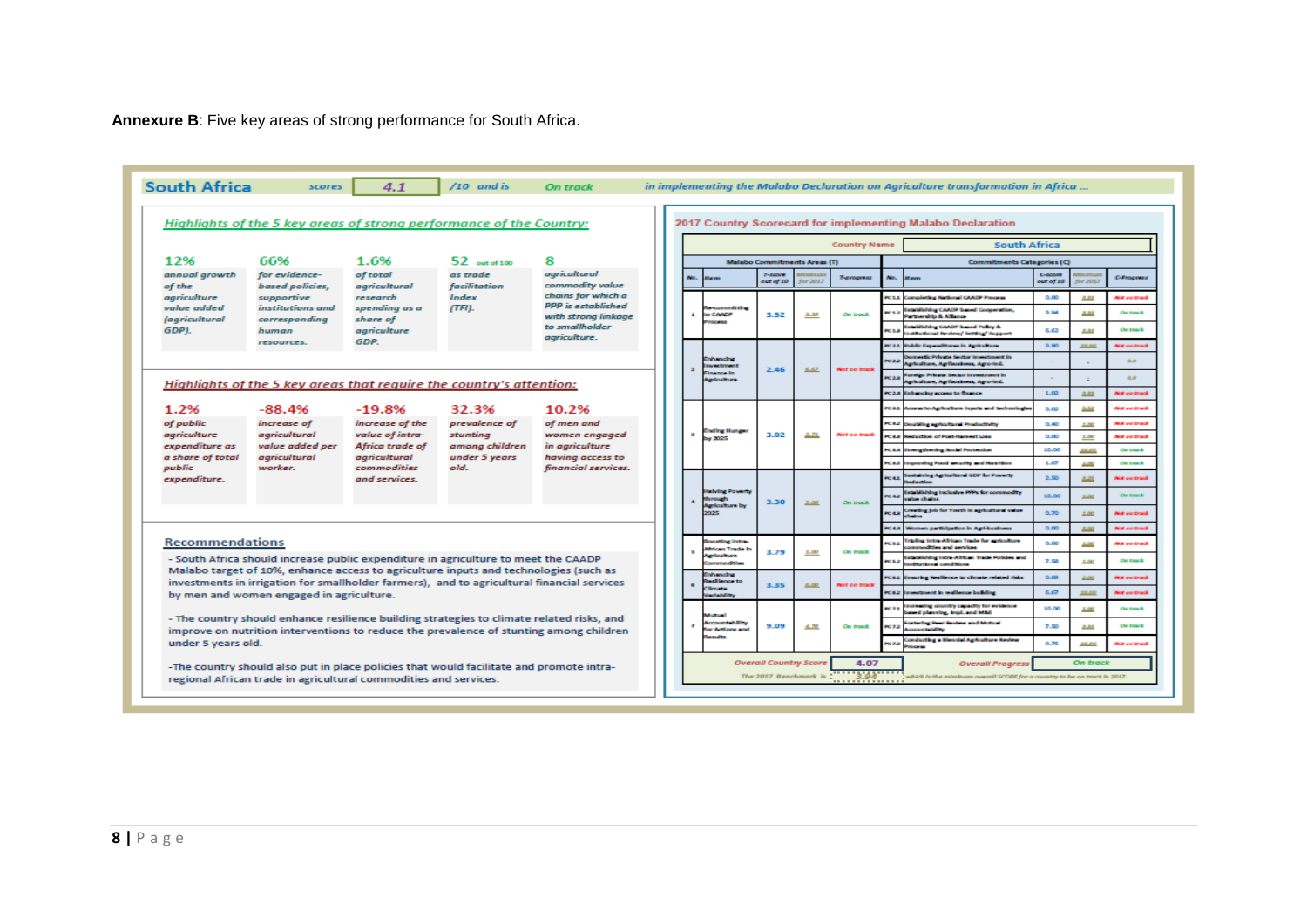**Annexure B**: Five key areas of strong performance for South Africa.

**South Africa** scores **4.1** /10 and is **On track** in implementing the Malabo Declaration on Agriculture transformation in Africa ...

## Highlights of the 5 key areas of strong performance of the Country:

| 12% | 66% | 1.6% | 52 out of 100 | 8 |
|---|---|---|---|---|
| annual growth of the agriculture value added (agricultural GDP). | for evidence-based policies, supportive institutions and corresponding human resources. | of total agricultural research spending as a share of agriculture GDP. | as trade facilitation Index (TFI). | agricultural commodity value chains for which a PPP is established with strong linkage to smallholder agriculture. |

## Highlights of the 5 key areas that require the country's attention:

| 1.2% | -88.4% | -19.8% | 32.3% | 10.2% |
|---|---|---|---|---|
| of public agriculture expenditure as a share of total public expenditure. | increase of agricultural value added per agricultural worker. | increase of the value of intra-Africa trade of agricultural commodities and services. | prevalence of stunting among children under 5 years old. | of men and women engaged in agriculture having access to financial services. |

## Recommendations

- South Africa should increase public expenditure in agriculture to meet the CAADP Malabo target of 10%, enhance access to agriculture inputs and technologies (such as investments in irrigation for smallholder farmers), and to agricultural financial services by men and women engaged in agriculture.

- The country should enhance resilience building strategies to climate related risks, and improve on nutrition interventions to reduce the prevalence of stunting among children under 5 years old.

-The country should also put in place policies that would facilitate and promote intra-regional African trade in agricultural commodities and services.

## 2017 Country Scorecard for implementing Malabo Declaration

Country Name: South Africa

| No. | Item | T-score out of 10 | Minimum for 2017 | T-progress | No. | Item | C-score out of 10 | Minimum for 2017 | C-Progress |
|---|---|---|---|---|---|---|---|---|---|
| 1 | Re-committing to CAADP Process | 3.52 | 3.33 | On track | PC 1.1 | Completing National CAADP Process | 0.00 | 3.33 | Not on track |
| | | | | | PC 1.2 | Establishing CAADP based Cooperation, Partnership & Alliance | 3.94 | 3.33 | On track |
| | | | | | PC 1.3 | Establishing CAADP based Policy & Institutional Review/ Setting/ Support | 6.62 | 3.33 | On track |
| 2 | Enhancing Investment Finance in Agriculture | 2.46 | 6.67 | Not on track | PC 2.1 | Public Expenditures to Agriculture | 3.90 | 10.00 | Not on track |
| | | | | | PC 2.2 | Domestic Private Sector Investment in Agriculture, Agribusiness, Agro-Ind. | - | - | n.a |
| | | | | | PC 2.3 | Foreign Private Sector Investment in Agriculture, Agribusiness, Agro-Ind. | - | - | n.a |
| | | | | | PC 2.4 | Enhancing access to finance | 1.02 | 3.33 | Not on track |
| 3 | Ending Hunger by 2025 | 3.02 | 3.71 | Not on track | PC 3.1 | Access to Agriculture inputs and technologies | 3.02 | 3.33 | Not on track |
| | | | | | PC 3.2 | Doubling agricultural Productivity | 0.40 | 1.00 | Not on track |
| | | | | | PC 3.3 | Reduction of Post-Harvest Loss | 0.00 | 1.00 | Not on track |
| | | | | | PC 3.4 | Strengthening Social Protection | 10.00 | 10.00 | On track |
| | | | | | PC 3.5 | Improving Food security and Nutrition | 1.67 | 1.00 | On track |
| 4 | Halving Poverty through Agriculture by 2025 | 3.30 | 2.06 | On track | PC 4.1 | Sustaining Agricultural GDP for Poverty Reduction | 2.50 | 3.33 | Not on track |
| | | | | | PC 4.2 | Establishing inclusive PPPs for commodity value chains | 10.00 | 1.00 | On track |
| | | | | | PC 4.3 | Creating Job for Youth in agricultural value chains | 0.70 | 1.00 | Not on track |
| | | | | | PC 4.4 | Women participation in Agri-business | 0.00 | 3.33 | Not on track |
| 5 | Boosting Intra-African Trade in Agriculture Commodities | 3.79 | 1.00 | On track | PC 5.1 | Tripling intra-African Trade for agriculture commodities and services | 0.00 | 1.00 | Not on track |
| | | | | | PC 5.2 | Establishing intra-African Trade Policies and Institutional conditions | 7.58 | 1.00 | On track |
| 6 | Enhancing Resilience to Climate Variability | 3.35 | 6.00 | Not on track | PC 6.1 | Ensuring Resilience to climate related risks | 0.03 | 2.00 | Not on track |
| | | | | | PC 6.2 | Investment in resilience building | 6.67 | 10.00 | Not on track |
| 7 | Mutual Accountability for Actions and Results | 9.09 | 4.78 | On track | PC 7.1 | Increasing country capacity for evidence based planning, impl. and M&E | 10.00 | 1.00 | On track |
| | | | | | PC 7.2 | Fostering Peer Review and Mutual Accountability | 7.50 | 3.33 | On track |
| | | | | | PC 7.3 | Conducting a Biennial Agriculture Review Process | 9.76 | 10.00 | Not on track |

Overall Country Score: **4.07** — Overall Progress: **On track**

The 2017 Benchmark is 3.94 which is the minimum overall SCORE for a country to be on track in 2017.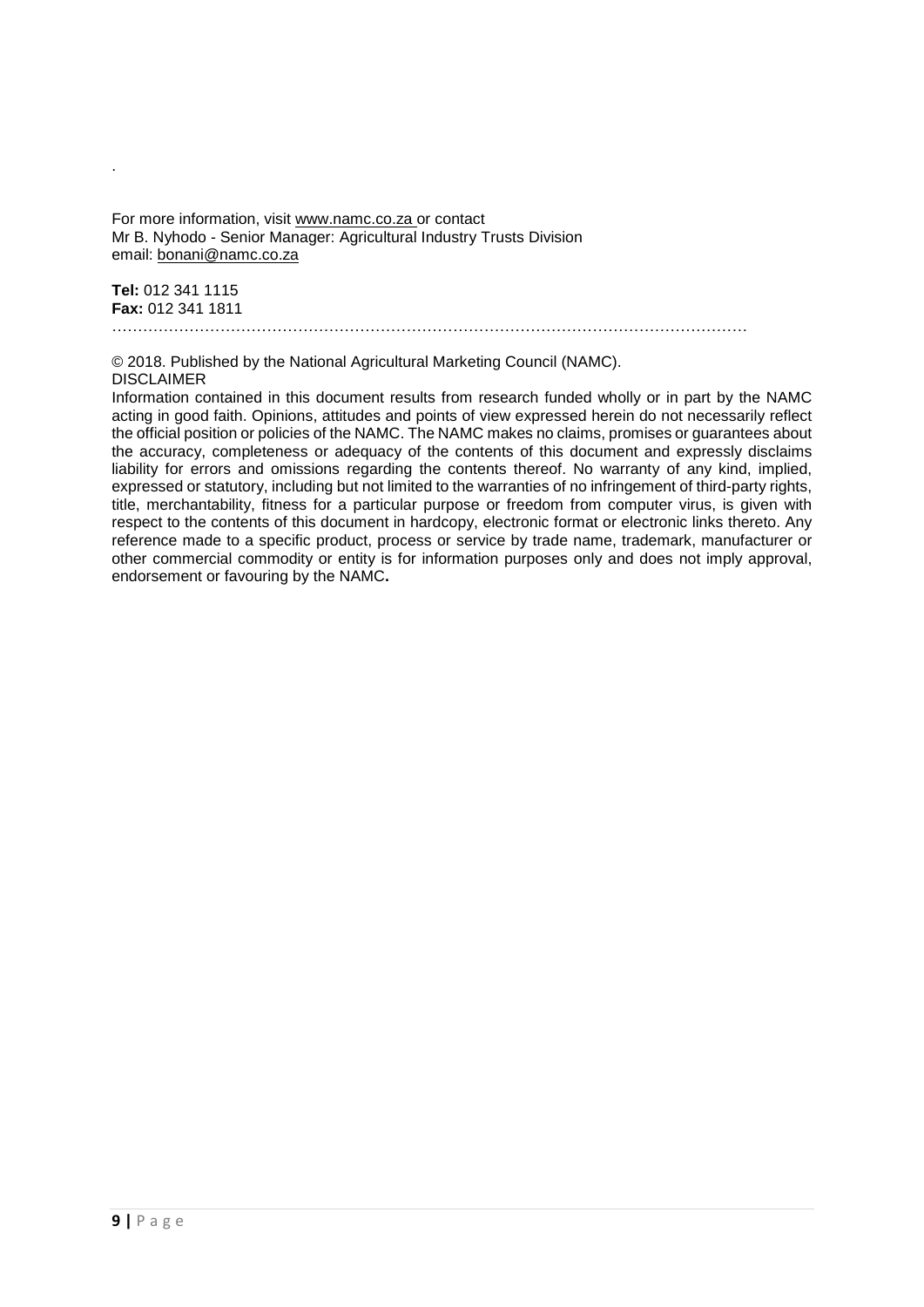.

For more information, visit www.namc.co.za or contact
Mr B. Nyhodo - Senior Manager: Agricultural Industry Trusts Division
email: bonani@namc.co.za

**Tel:** 012 341 1115
**Fax:** 012 341 1811

……………………………………………………………………………………………………………

© 2018. Published by the National Agricultural Marketing Council (NAMC).
DISCLAIMER
Information contained in this document results from research funded wholly or in part by the NAMC acting in good faith. Opinions, attitudes and points of view expressed herein do not necessarily reflect the official position or policies of the NAMC. The NAMC makes no claims, promises or guarantees about the accuracy, completeness or adequacy of the contents of this document and expressly disclaims liability for errors and omissions regarding the contents thereof. No warranty of any kind, implied, expressed or statutory, including but not limited to the warranties of no infringement of third-party rights, title, merchantability, fitness for a particular purpose or freedom from computer virus, is given with respect to the contents of this document in hardcopy, electronic format or electronic links thereto. Any reference made to a specific product, process or service by trade name, trademark, manufacturer or other commercial commodity or entity is for information purposes only and does not imply approval, endorsement or favouring by the NAMC**.**